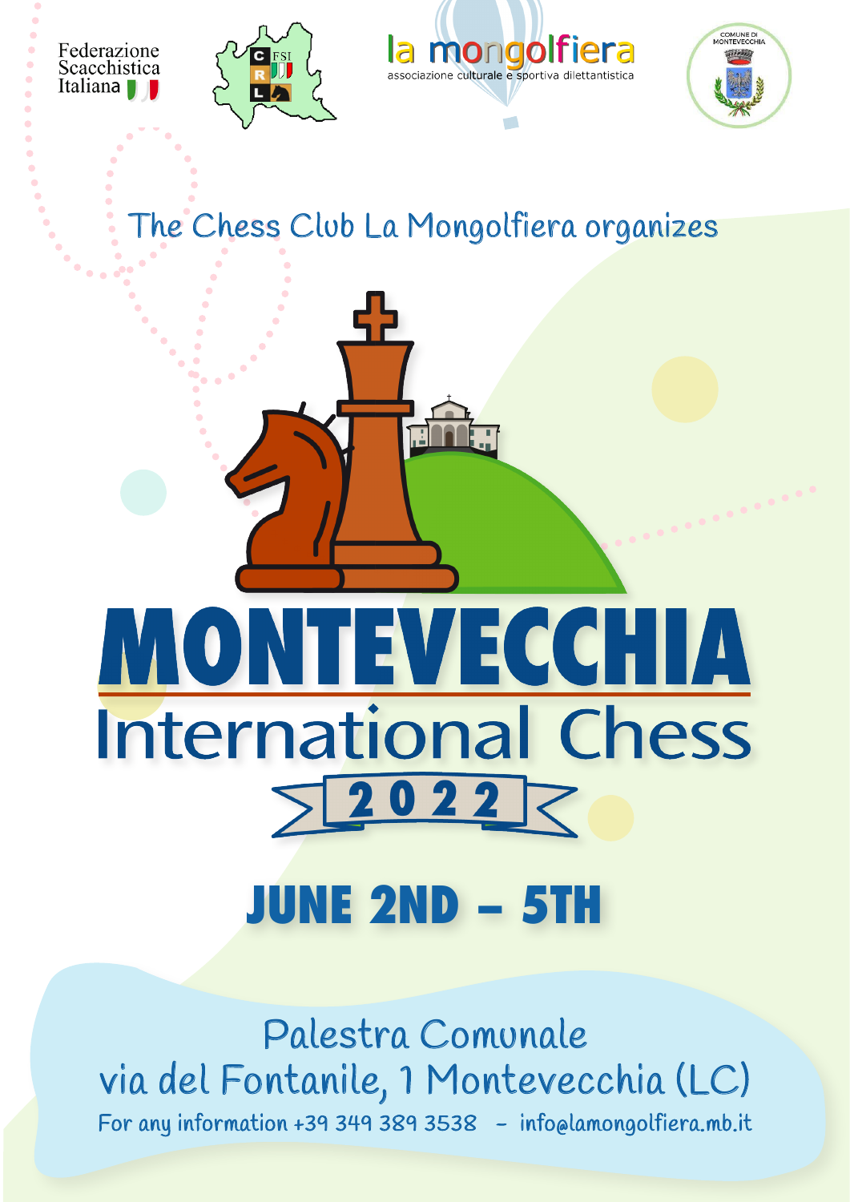Federazione Scacchistica Italiana

la mongolfiera
associazione culturale e sportiva dilettantistica

COMUNE DI MONTEVECCHIA

The Chess Club La Mongolfiera organizes

# MONTEVECCHIA

## International Chess

## 2022

## JUNE 2ND – 5TH

Palestra Comunale
via del Fontanile, 1 Montevecchia (LC)

For any information +39 349 389 3538 – info@lamongolfiera.mb.it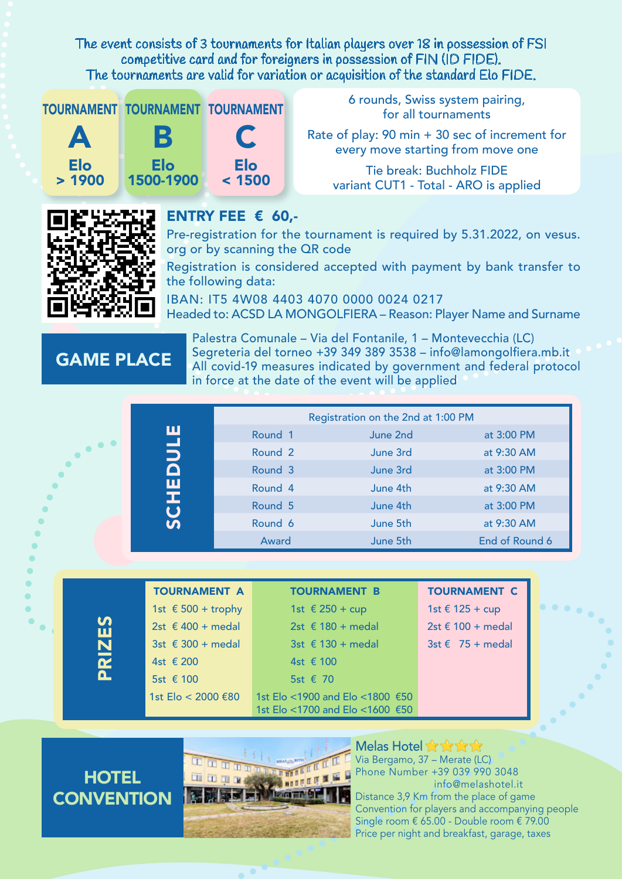The event consists of 3 tournaments for Italian players over 18 in possession of FSI competitive card and for foreigners in possession of FIN (ID FIDE).
The tournaments are valid for variation or acquisition of the standard Elo FIDE.

| TOURNAMENT A | TOURNAMENT B | TOURNAMENT C |
|---|---|---|
| Elo > 1900 | Elo 1500-1900 | Elo < 1500 |

6 rounds, Swiss system pairing, for all tournaments

Rate of play: 90 min + 30 sec of increment for every move starting from move one

Tie break: Buchholz FIDE variant CUT1 - Total - ARO is applied

## ENTRY FEE € 60,-

Pre-registration for the tournament is required by 5.31.2022, on vesus.org or by scanning the QR code

Registration is considered accepted with payment by bank transfer to the following data:

IBAN: IT5 4W08 4403 4070 0000 0024 0217

Headed to: ACSD LA MONGOLFIERA – Reason: Player Name and Surname

## GAME PLACE

Palestra Comunale – Via del Fontanile, 1 – Montevecchia (LC)
Segreteria del torneo +39 349 389 3538 – info@lamongolfiera.mb.it
All covid-19 measures indicated by government and federal protocol in force at the date of the event will be applied

## SCHEDULE

Registration on the 2nd at 1:00 PM

| | | |
|---|---|---|
| Round 1 | June 2nd | at 3:00 PM |
| Round 2 | June 3rd | at 9:30 AM |
| Round 3 | June 3rd | at 3:00 PM |
| Round 4 | June 4th | at 9:30 AM |
| Round 5 | June 4th | at 3:00 PM |
| Round 6 | June 5th | at 9:30 AM |
| Award | June 5th | End of Round 6 |

## PRIZES

| TOURNAMENT A | TOURNAMENT B | TOURNAMENT C |
|---|---|---|
| 1st € 500 + trophy | 1st € 250 + cup | 1st € 125 + cup |
| 2st € 400 + medal | 2st € 180 + medal | 2st € 100 + medal |
| 3st € 300 + medal | 3st € 130 + medal | 3st € 75 + medal |
| 4st € 200 | 4st € 100 | |
| 5st € 100 | 5st € 70 | |
| 1st Elo < 2000 €80 | 1st Elo <1900 and Elo <1800 €50<br>1st Elo <1700 and Elo <1600 €50 | |

## HOTEL CONVENTION

**Melas Hotel** ★★★★
Via Bergamo, 37 – Merate (LC)
Phone Number +39 039 990 3048
info@melashotel.it
Distance 3,9 Km from the place of game
Convention for players and accompanying people
Single room € 65.00 - Double room € 79.00
Price per night and breakfast, garage, taxes